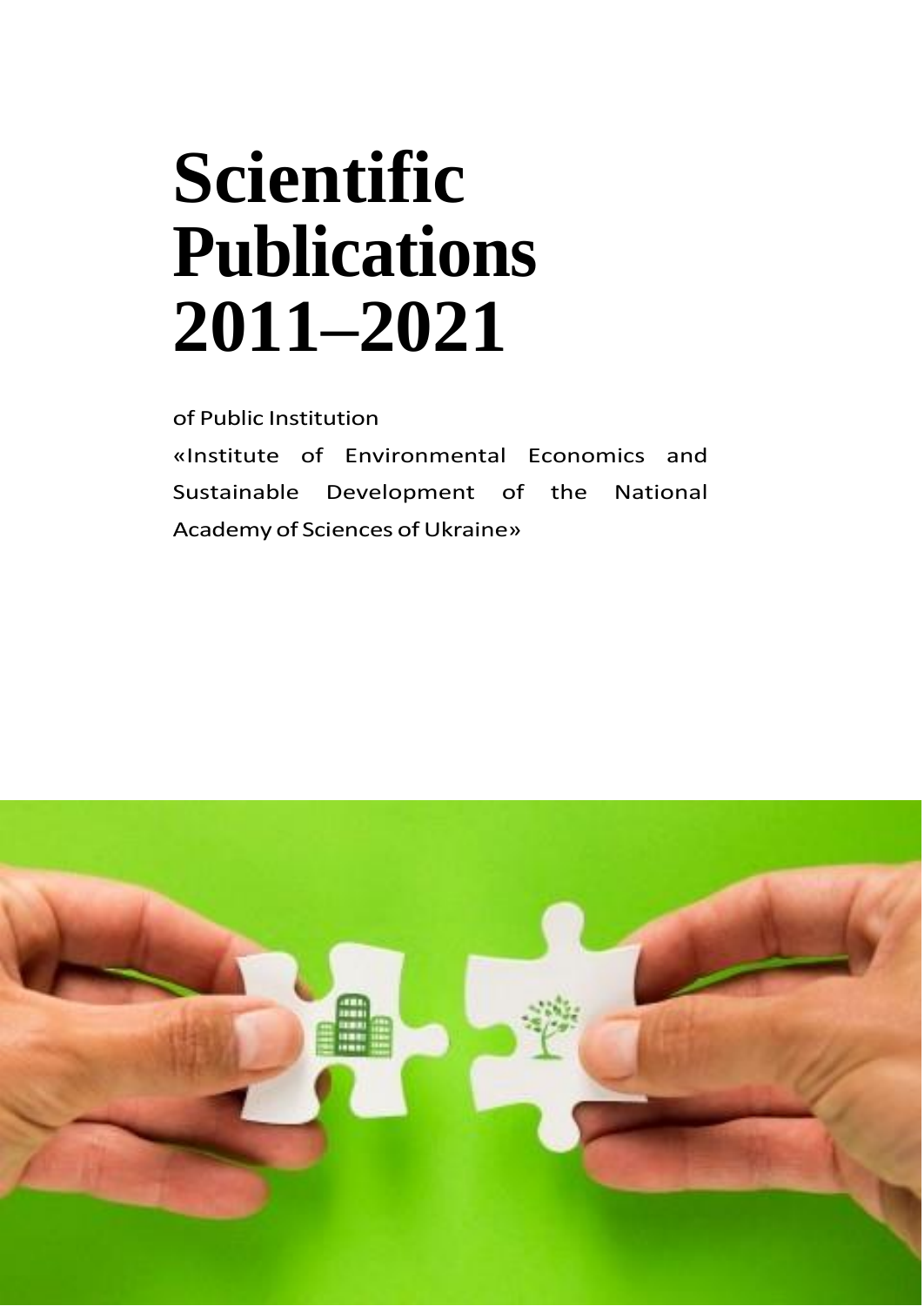# Scientific Publications 2011–2021

of Public Institution

«Institute of Environmental Economics and Sustainable Development of the National Academy of Sciences of Ukraine»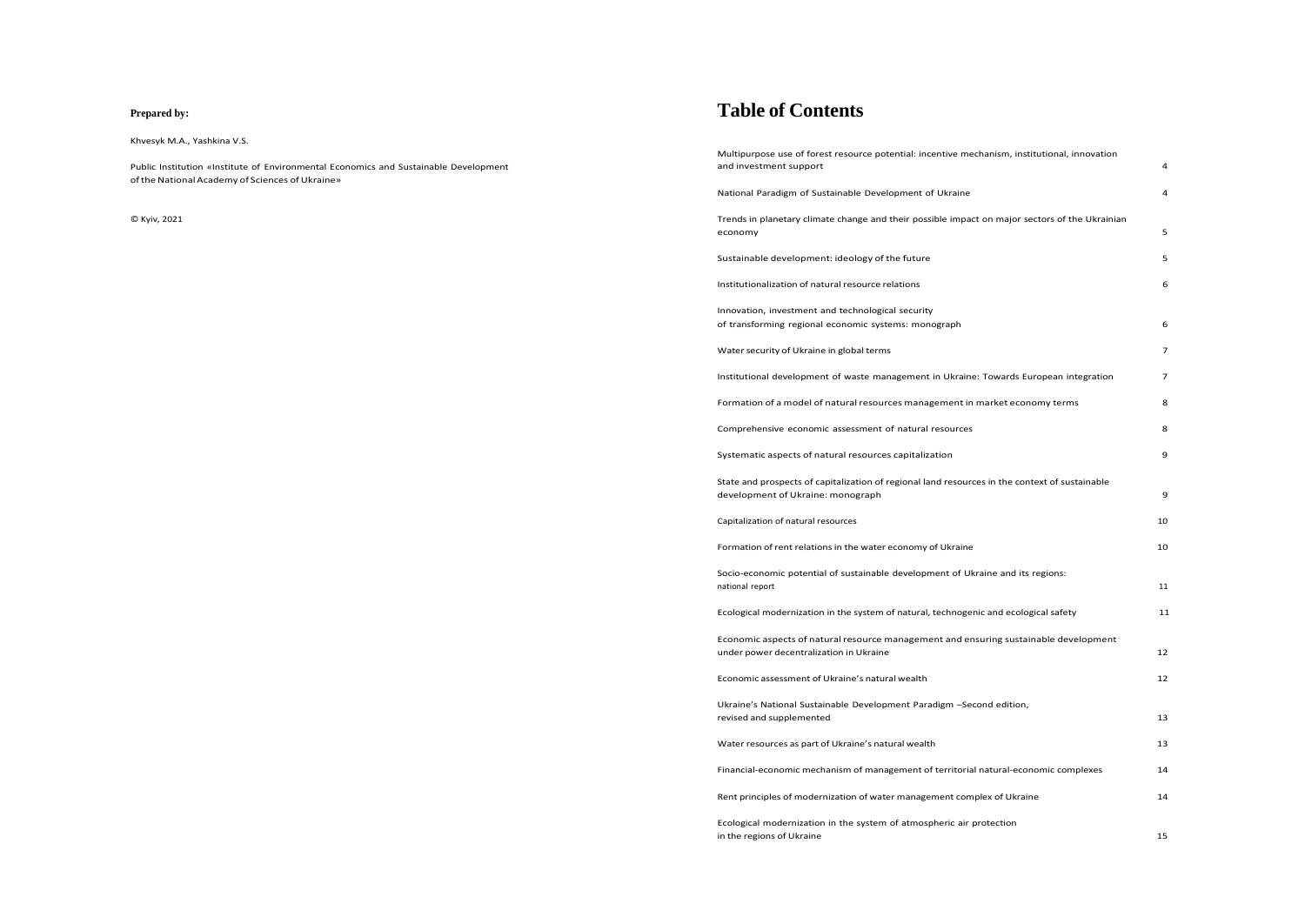**Prepared by:**

Khvesyk M.A., Yashkina V.S.

Public Institution «Institute of Environmental Economics and Sustainable Development of the National Academy of Sciences of Ukraine»

© Kyiv, 2021

# Table of Contents

| | |
|---|---|
| Multipurpose use of forest resource potential: incentive mechanism, institutional, innovation and investment support | 4 |
| National Paradigm of Sustainable Development of Ukraine | 4 |
| Trends in planetary climate change and their possible impact on major sectors of the Ukrainian economy | 5 |
| Sustainable development: ideology of the future | 5 |
| Institutionalization of natural resource relations | 6 |
| Innovation, investment and technological security of transforming regional economic systems: monograph | 6 |
| Water security of Ukraine in global terms | 7 |
| Institutional development of waste management in Ukraine: Towards European integration | 7 |
| Formation of a model of natural resources management in market economy terms | 8 |
| Comprehensive economic assessment of natural resources | 8 |
| Systematic aspects of natural resources capitalization | 9 |
| State and prospects of capitalization of regional land resources in the context of sustainable development of Ukraine: monograph | 9 |
| Capitalization of natural resources | 10 |
| Formation of rent relations in the water economy of Ukraine | 10 |
| Socio-economic potential of sustainable development of Ukraine and its regions: national report | 11 |
| Ecological modernization in the system of natural, technogenic and ecological safety | 11 |
| Economic aspects of natural resource management and ensuring sustainable development under power decentralization in Ukraine | 12 |
| Economic assessment of Ukraine's natural wealth | 12 |
| Ukraine's National Sustainable Development Paradigm –Second edition, revised and supplemented | 13 |
| Water resources as part of Ukraine's natural wealth | 13 |
| Financial-economic mechanism of management of territorial natural-economic complexes | 14 |
| Rent principles of modernization of water management complex of Ukraine | 14 |
| Ecological modernization in the system of atmospheric air protection in the regions of Ukraine | 15 |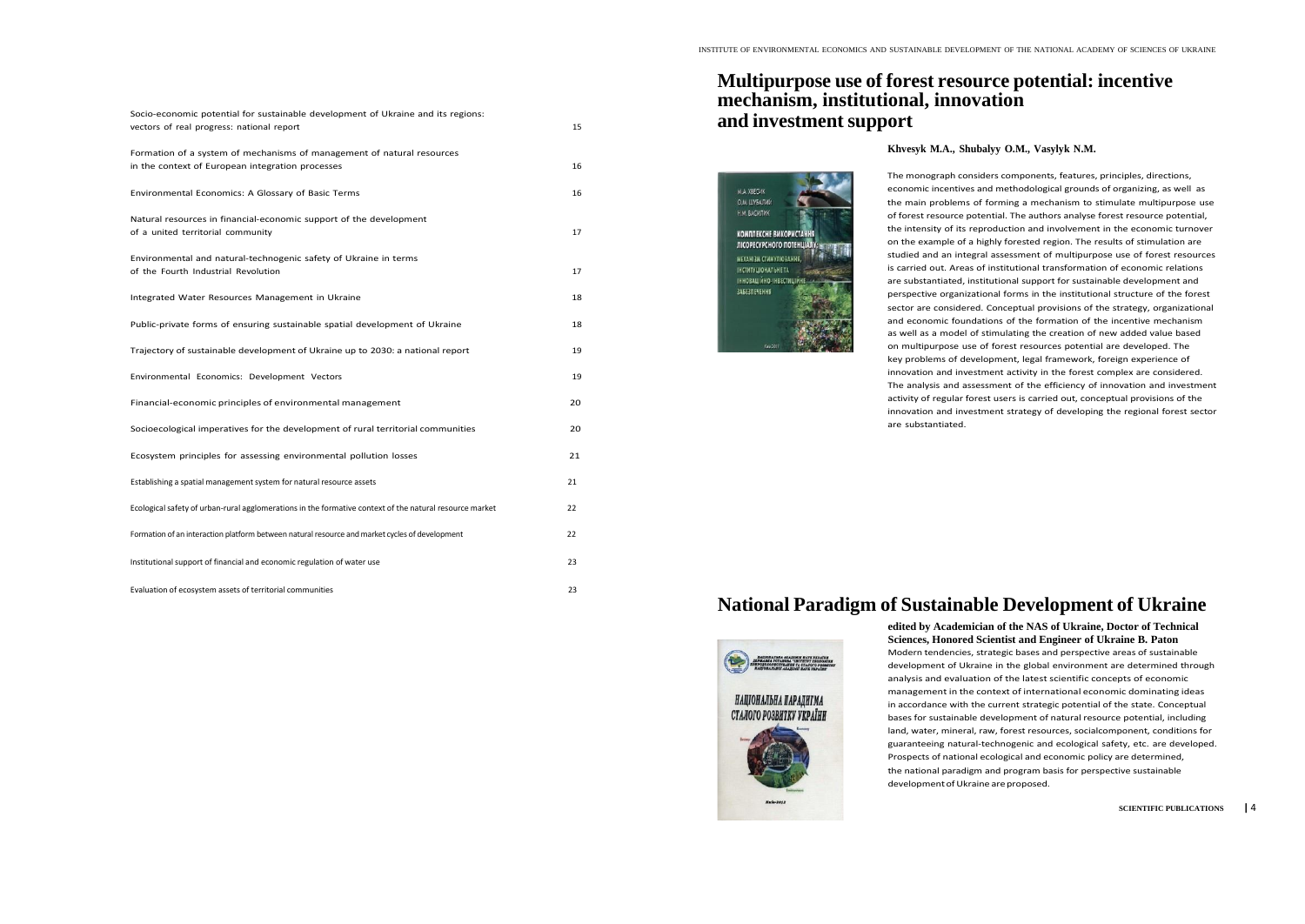| | |
|---|---|
| Socio-economic potential for sustainable development of Ukraine and its regions: vectors of real progress: national report | 15 |
| Formation of a system of mechanisms of management of natural resources in the context of European integration processes | 16 |
| Environmental Economics: A Glossary of Basic Terms | 16 |
| Natural resources in financial-economic support of the development of a united territorial community | 17 |
| Environmental and natural-technogenic safety of Ukraine in terms of the Fourth Industrial Revolution | 17 |
| Integrated Water Resources Management in Ukraine | 18 |
| Public-private forms of ensuring sustainable spatial development of Ukraine | 18 |
| Trajectory of sustainable development of Ukraine up to 2030: a national report | 19 |
| Environmental Economics: Development Vectors | 19 |
| Financial-economic principles of environmental management | 20 |
| Socioecological imperatives for the development of rural territorial communities | 20 |
| Ecosystem principles for assessing environmental pollution losses | 21 |
| Establishing a spatial management system for natural resource assets | 21 |
| Ecological safety of urban-rural agglomerations in the formative context of the natural resource market | 22 |
| Formation of an interaction platform between natural resource and market cycles of development | 22 |
| Institutional support of financial and economic regulation of water use | 23 |
| Evaluation of ecosystem assets of territorial communities | 23 |

## Multipurpose use of forest resource potential: incentive mechanism, institutional, innovation and investment support

**Khvesyk M.A., Shubalyy O.M., Vasylyk N.M.**

The monograph considers components, features, principles, directions, economic incentives and methodological grounds of organizing, as well as the main problems of forming a mechanism to stimulate multipurpose use of forest resource potential. The authors analyse forest resource potential, the intensity of its reproduction and involvement in the economic turnover on the example of a highly forested region. The results of stimulation are studied and an integral assessment of multipurpose use of forest resources is carried out. Areas of institutional transformation of economic relations are substantiated, institutional support for sustainable development and perspective organizational forms in the institutional structure of the forest sector are considered. Conceptual provisions of the strategy, organizational and economic foundations of the formation of the incentive mechanism as well as a model of stimulating the creation of new added value based on multipurpose use of forest resources potential are developed. The key problems of development, legal framework, foreign experience of innovation and investment activity in the forest complex are considered. The analysis and assessment of the efficiency of innovation and investment activity of regular forest users is carried out, conceptual provisions of the innovation and investment strategy of developing the regional forest sector are substantiated.

## National Paradigm of Sustainable Development of Ukraine

**edited by Academician of the NAS of Ukraine, Doctor of Technical Sciences, Honored Scientist and Engineer of Ukraine B. Paton**

Modern tendencies, strategic bases and perspective areas of sustainable development of Ukraine in the global environment are determined through analysis and evaluation of the latest scientific concepts of economic management in the context of international economic dominating ideas in accordance with the current strategic potential of the state. Conceptual bases for sustainable development of natural resource potential, including land, water, mineral, raw, forest resources, socialcomponent, conditions for guaranteeing natural-technogenic and ecological safety, etc. are developed. Prospects of national ecological and economic policy are determined, the national paradigm and program basis for perspective sustainable development of Ukraine are proposed.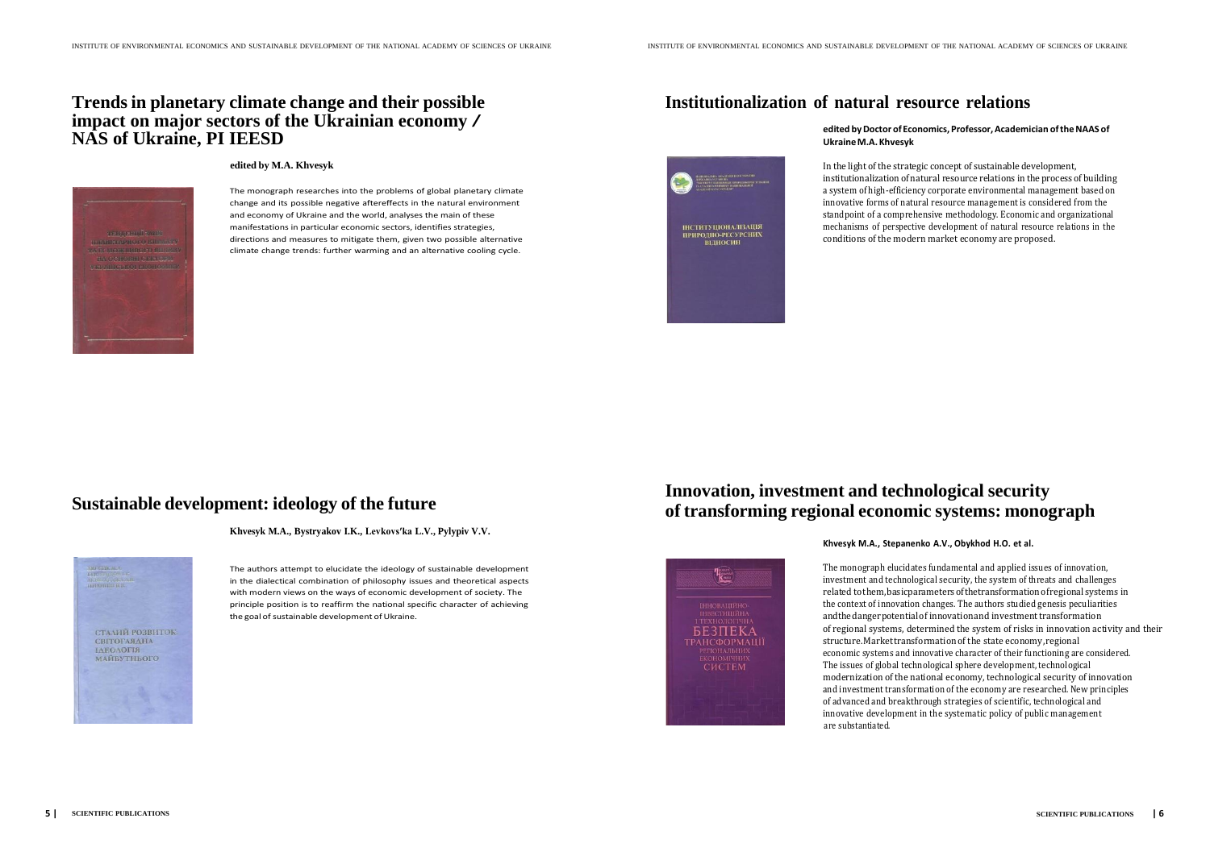## Trends in planetary climate change and their possible impact on major sectors of the Ukrainian economy / NAS of Ukraine, PI IEESD

**edited by M.A. Khvesyk**

The monograph researches into the problems of global planetary climate change and its possible negative aftereffects in the natural environment and economy of Ukraine and the world, analyses the main of these manifestations in particular economic sectors, identifies strategies, directions and measures to mitigate them, given two possible alternative climate change trends: further warming and an alternative cooling cycle.

## Sustainable development: ideology of the future

**Khvesyk M.A., Bystryakov I.K., Levkovs'ka L.V., Pylypiv V.V.**

The authors attempt to elucidate the ideology of sustainable development in the dialectical combination of philosophy issues and theoretical aspects with modern views on the ways of economic development of society. The principle position is to reaffirm the national specific character of achieving the goal of sustainable development of Ukraine.

## Institutionalization of natural resource relations

**edited by Doctor of Economics, Professor, Academician of the NAAS of Ukraine M.A. Khvesyk**

In the light of the strategic concept of sustainable development, institutionalization of natural resource relations in the process of building a system of high-efficiency corporate environmental management based on innovative forms of natural resource management is considered from the standpoint of a comprehensive methodology. Economic and organizational mechanisms of perspective development of natural resource relations in the conditions of the modern market economy are proposed.

## Innovation, investment and technological security of transforming regional economic systems: monograph

**Khvesyk M.A., Stepanenko A.V., Obykhod H.O. et al.**

The monograph elucidates fundamental and applied issues of innovation, investment and technological security, the system of threats and challenges related to them, basic parameters of the transformation of regional systems in the context of innovation changes. The authors studied genesis peculiarities and the danger potential of innovation and investment transformation of regional systems, determined the system of risks in innovation activity and their structure. Market transformation of the state economy, regional economic systems and innovative character of their functioning are considered. The issues of global technological sphere development, technological modernization of the national economy, technological security of innovation and investment transformation of the economy are researched. New principles of advanced and breakthrough strategies of scientific, technological and innovative development in the systematic policy of public management are substantiated.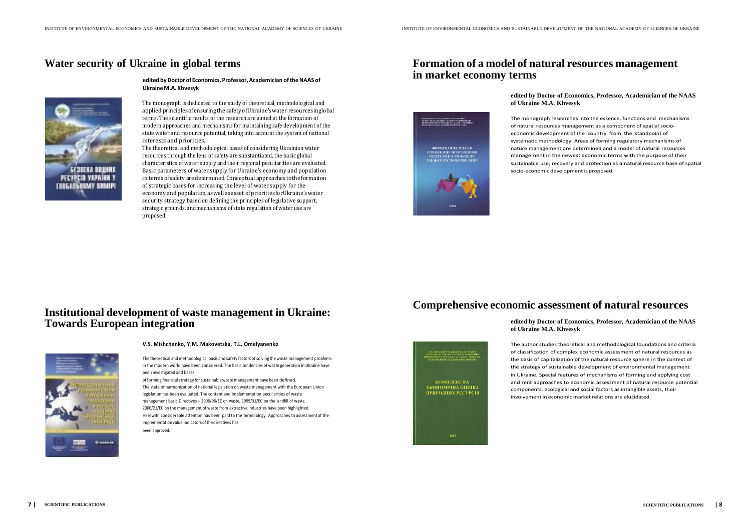## Water security of Ukraine in global terms

**edited by Doctor of Economics, Professor, Academician of the NAAS of Ukraine M.A. Khvesyk**

The monograph is dedicated to the study of theoretical, methodological and applied principles of ensuring the safety of Ukraine's water resources in global terms. The scientific results of the research are aimed at the formation of modern approaches and mechanisms for maintaining safe development of the state water and resource potential, taking into account the system of national interests and priorities.

The theoretical and methodological bases of considering Ukrainian water resources through the lens of safety are substantiated, the basic global characteristics of water supply and their regional peculiarities are evaluated. Basic parameters of water supply for Ukraine's economy and population in terms of safety are determined. Conceptual approaches to the formation of strategic bases for increasing the level of water supply for the economy and population, as well as asset of priorities for Ukraine's water security strategy based on defining the principles of legislative support, strategic grounds, and mechanisms of state regulation of water use are proposed.

## Institutional development of waste management in Ukraine: Towards European integration

**V.S. Mishchenko, Y.M. Makovetska, T.L. Omelyanenko**

The theoretical and methodological basis and safety factors of solving the waste management problems in the modern world have been considered. The basic tendencies of waste generation in Ukraine have been investigated and bases

of forming financial strategy for sustainable waste management have been defined.

The state of harmonization of national legislation on waste management with the European Union legislation has been evaluated. The content and implementation peculiarities of waste management basic Directives – 2008/98/EC on waste, 1999/31/EC on the landfill of waste, 2006/21/EC on the management of waste from extractive industries have been highlighted. Herewith considerable attention has been paid to the terminology. Approaches to assessment of the implementation value indicators of the directives has

been approved.

## Formation of a model of natural resources management in market economy terms

**edited by Doctor of Economics, Professor, Academician of the NAAS of Ukraine M.A. Khvesyk**

The monograph researches into the essence, functions and mechanisms of natural resources management as a component of spatial socio-economic development of the country from the standpoint of systematic methodology. Areas of forming regulatory mechanisms of nature management are determined and a model of natural resources management in the newest economic terms with the purpose of their sustainable use, recovery and protection as a natural resource base of spatial socio-economic development is proposed.

## Comprehensive economic assessment of natural resources

**edited by Doctor of Economics, Professor, Academician of the NAAS of Ukraine M.A. Khvesyk**

The author studies theoretical and methodological foundations and criteria of classification of complex economic assessment of natural resources as the basis of capitalization of the natural resource sphere in the context of the strategy of sustainable development of environmental management in Ukraine. Special features of mechanisms of forming and applying cost and rent approaches to economic assessment of natural resource potential components, ecological and social factors as intangible assets, their involvement in economic market relations are elucidated.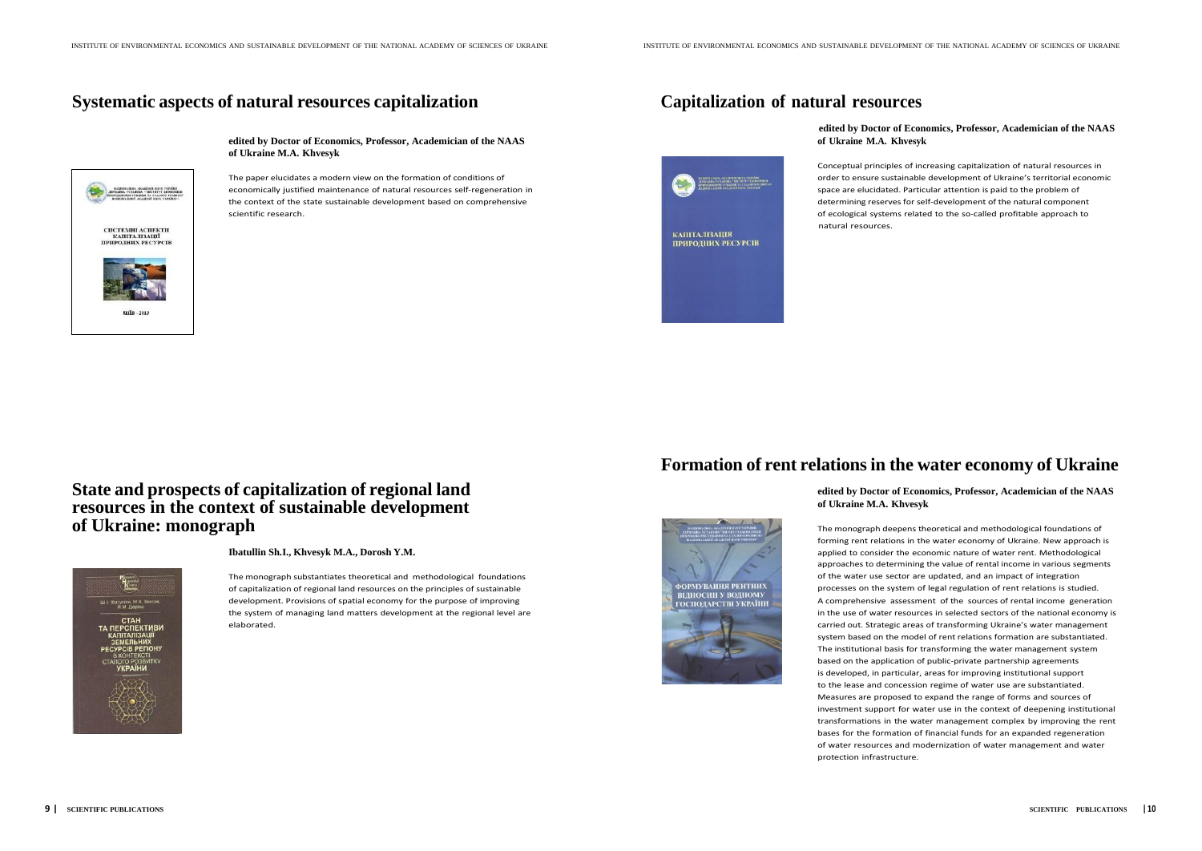## Systematic aspects of natural resources capitalization

**edited by Doctor of Economics, Professor, Academician of the NAAS of Ukraine M.A. Khvesyk**

The paper elucidates a modern view on the formation of conditions of economically justified maintenance of natural resources self-regeneration in the context of the state sustainable development based on comprehensive scientific research.

## State and prospects of capitalization of regional land resources in the context of sustainable development of Ukraine: monograph

**Ibatullin Sh.I., Khvesyk M.A., Dorosh Y.M.**

The monograph substantiates theoretical and methodological foundations of capitalization of regional land resources on the principles of sustainable development. Provisions of spatial economy for the purpose of improving the system of managing land matters development at the regional level are elaborated.

## Capitalization of natural resources

**edited by Doctor of Economics, Professor, Academician of the NAAS of Ukraine M.A. Khvesyk**

Conceptual principles of increasing capitalization of natural resources in order to ensure sustainable development of Ukraine's territorial economic space are elucidated. Particular attention is paid to the problem of determining reserves for self-development of the natural component of ecological systems related to the so-called profitable approach to natural resources.

## Formation of rent relations in the water economy of Ukraine

**edited by Doctor of Economics, Professor, Academician of the NAAS of Ukraine M.A. Khvesyk**

The monograph deepens theoretical and methodological foundations of forming rent relations in the water economy of Ukraine. New approach is applied to consider the economic nature of water rent. Methodological approaches to determining the value of rental income in various segments of the water use sector are updated, and an impact of integration processes on the system of legal regulation of rent relations is studied. A comprehensive assessment of the sources of rental income generation in the use of water resources in selected sectors of the national economy is carried out. Strategic areas of transforming Ukraine's water management system based on the model of rent relations formation are substantiated. The institutional basis for transforming the water management system based on the application of public-private partnership agreements is developed, in particular, areas for improving institutional support to the lease and concession regime of water use are substantiated. Measures are proposed to expand the range of forms and sources of investment support for water use in the context of deepening institutional transformations in the water management complex by improving the rent bases for the formation of financial funds for an expanded regeneration of water resources and modernization of water management and water protection infrastructure.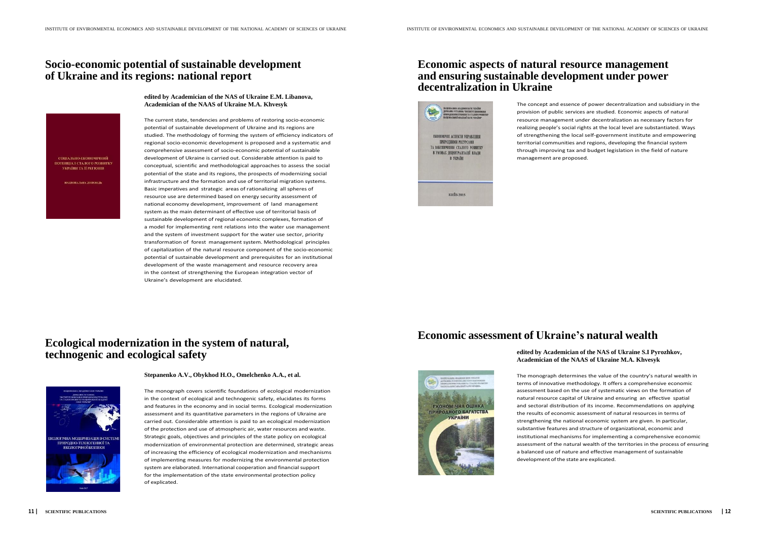## Socio-economic potential of sustainable development of Ukraine and its regions: national report

**edited by Academician of the NAS of Ukraine E.M. Libanova, Academician of the NAAS of Ukraine M.A. Khvesyk**

The current state, tendencies and problems of restoring socio-economic potential of sustainable development of Ukraine and its regions are studied. The methodology of forming the system of efficiency indicators of regional socio-economic development is proposed and a systematic and comprehensive assessment of socio-economic potential of sustainable development of Ukraine is carried out. Considerable attention is paid to conceptual, scientific and methodological approaches to assess the social potential of the state and its regions, the prospects of modernizing social infrastructure and the formation and use of territorial migration systems. Basic imperatives and strategic areas of rationalizing all spheres of resource use are determined based on energy security assessment of national economy development, improvement of land management system as the main determinant of effective use of territorial basis of sustainable development of regional economic complexes, formation of a model for implementing rent relations into the water use management and the system of investment support for the water use sector, priority transformation of forest management system. Methodological principles of capitalization of the natural resource component of the socio-economic potential of sustainable development and prerequisites for an institutional development of the waste management and resource recovery area in the context of strengthening the European integration vector of Ukraine's development are elucidated.

## Ecological modernization in the system of natural, technogenic and ecological safety

**Stepanenko A.V., Obykhod H.O., Omelchenko A.A., et al.**

The monograph covers scientific foundations of ecological modernization in the context of ecological and technogenic safety, elucidates its forms and features in the economy and in social terms. Ecological modernization assessment and its quantitative parameters in the regions of Ukraine are carried out. Considerable attention is paid to an ecological modernization of the protection and use of atmospheric air, water resources and waste. Strategic goals, objectives and principles of the state policy on ecological modernization of environmental protection are determined, strategic areas of increasing the efficiency of ecological modernization and mechanisms of implementing measures for modernizing the environmental protection system are elaborated. International cooperation and financial support for the implementation of the state environmental protection policy of explicated.

## Economic aspects of natural resource management and ensuring sustainable development under power decentralization in Ukraine

The concept and essence of power decentralization and subsidiary in the provision of public services are studied. Economic aspects of natural resource management under decentralization as necessary factors for realizing people's social rights at the local level are substantiated. Ways of strengthening the local self-government institute and empowering territorial communities and regions, developing the financial system through improving tax and budget legislation in the field of nature management are proposed.

## Economic assessment of Ukraine's natural wealth

**edited by Academician of the NAS of Ukraine S.I Pyrozhkov, Academician of the NAAS of Ukraine M.A. Khvesyk**

The monograph determines the value of the country's natural wealth in terms of innovative methodology. It offers a comprehensive economic assessment based on the use of systematic views on the formation of natural resource capital of Ukraine and ensuring an effective spatial and sectoral distribution of its income. Recommendations on applying the results of economic assessment of natural resources in terms of strengthening the national economic system are given. In particular, substantive features and structure of organizational, economic and institutional mechanisms for implementing a comprehensive economic assessment of the natural wealth of the territories in the process of ensuring a balanced use of nature and effective management of sustainable development of the state are explicated.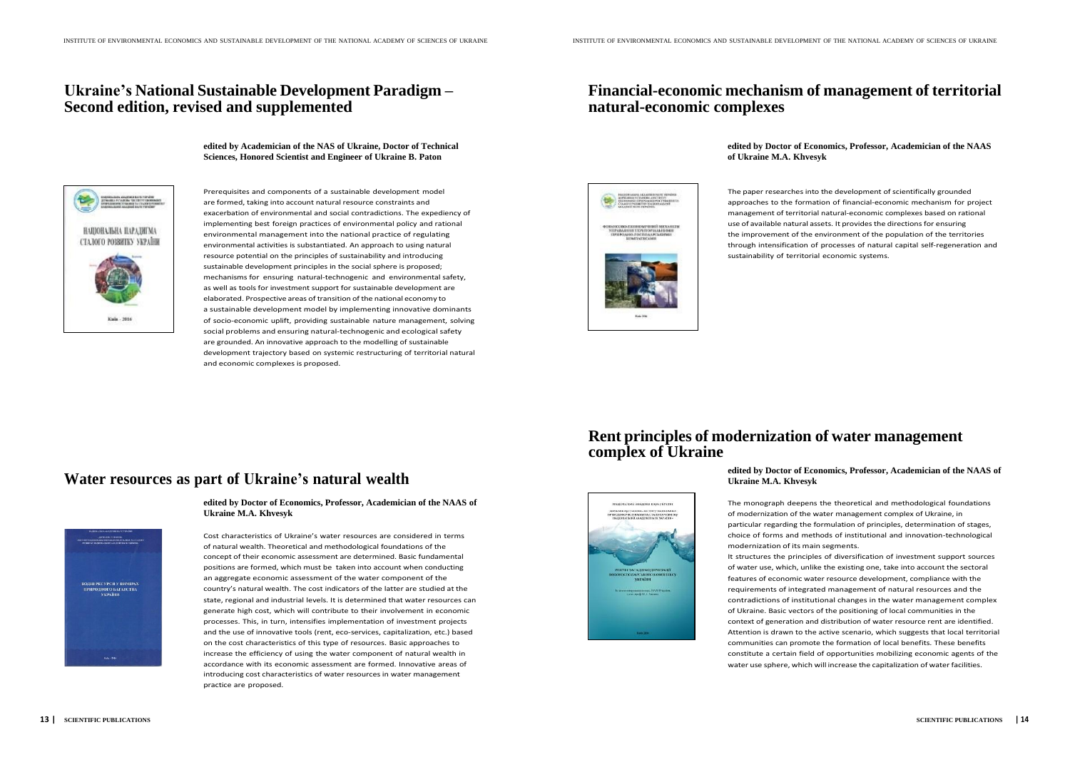## Ukraine's National Sustainable Development Paradigm – Second edition, revised and supplemented

**edited by Academician of the NAS of Ukraine, Doctor of Technical Sciences, Honored Scientist and Engineer of Ukraine B. Paton**

Prerequisites and components of a sustainable development model are formed, taking into account natural resource constraints and exacerbation of environmental and social contradictions. The expediency of implementing best foreign practices of environmental policy and rational environmental management into the national practice of regulating environmental activities is substantiated. An approach to using natural resource potential on the principles of sustainability and introducing sustainable development principles in the social sphere is proposed; mechanisms for ensuring natural-technogenic and environmental safety, as well as tools for investment support for sustainable development are elaborated. Prospective areas of transition of the national economy to a sustainable development model by implementing innovative dominants of socio-economic uplift, providing sustainable nature management, solving social problems and ensuring natural-technogenic and ecological safety are grounded. An innovative approach to the modelling of sustainable development trajectory based on systemic restructuring of territorial natural and economic complexes is proposed.

## Water resources as part of Ukraine's natural wealth

**edited by Doctor of Economics, Professor, Academician of the NAAS of Ukraine M.A. Khvesyk**

Cost characteristics of Ukraine's water resources are considered in terms of natural wealth. Theoretical and methodological foundations of the concept of their economic assessment are determined. Basic fundamental positions are formed, which must be taken into account when conducting an aggregate economic assessment of the water component of the country's natural wealth. The cost indicators of the latter are studied at the state, regional and industrial levels. It is determined that water resources can generate high cost, which will contribute to their involvement in economic processes. This, in turn, intensifies implementation of investment projects and the use of innovative tools (rent, eco-services, capitalization, etc.) based on the cost characteristics of this type of resources. Basic approaches to increase the efficiency of using the water component of natural wealth in accordance with its economic assessment are formed. Innovative areas of introducing cost characteristics of water resources in water management practice are proposed.

## Financial-economic mechanism of management of territorial natural-economic complexes

**edited by Doctor of Economics, Professor, Academician of the NAAS of Ukraine M.A. Khvesyk**

The paper researches into the development of scientifically grounded approaches to the formation of financial-economic mechanism for project management of territorial natural-economic complexes based on rational use of available natural assets. It provides the directions for ensuring the improvement of the environment of the population of the territories through intensification of processes of natural capital self-regeneration and sustainability of territorial economic systems.

## Rent principles of modernization of water management complex of Ukraine

**edited by Doctor of Economics, Professor, Academician of the NAAS of Ukraine M.A. Khvesyk**

The monograph deepens the theoretical and methodological foundations of modernization of the water management complex of Ukraine, in particular regarding the formulation of principles, determination of stages, choice of forms and methods of institutional and innovation-technological modernization of its main segments.

It structures the principles of diversification of investment support sources of water use, which, unlike the existing one, take into account the sectoral features of economic water resource development, compliance with the requirements of integrated management of natural resources and the contradictions of institutional changes in the water management complex of Ukraine. Basic vectors of the positioning of local communities in the context of generation and distribution of water resource rent are identified. Attention is drawn to the active scenario, which suggests that local territorial communities can promote the formation of local benefits. These benefits constitute a certain field of opportunities mobilizing economic agents of the water use sphere, which will increase the capitalization of water facilities.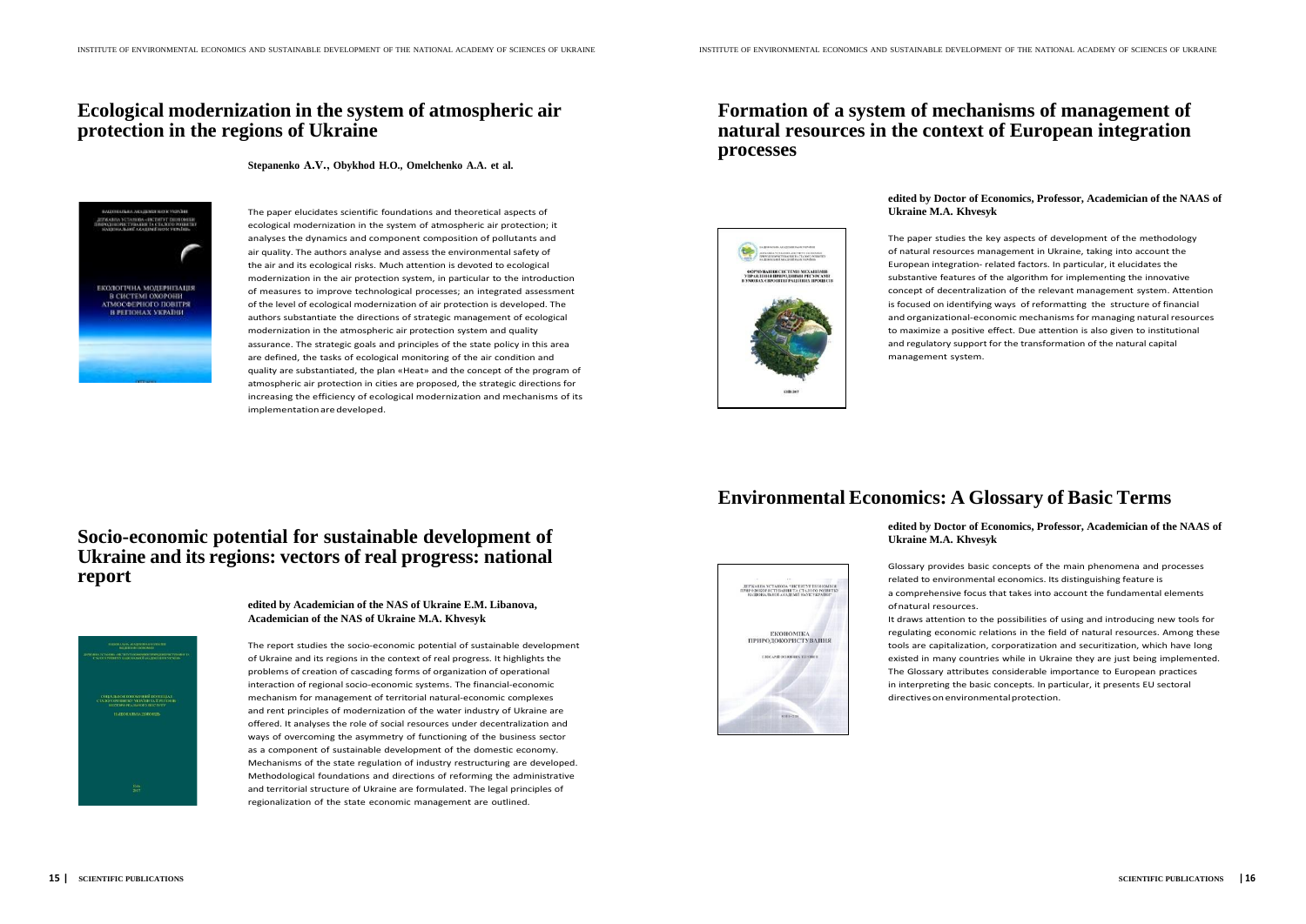## Ecological modernization in the system of atmospheric air protection in the regions of Ukraine

**Stepanenko A.V., Obykhod H.O., Omelchenko A.A. et al.**

The paper elucidates scientific foundations and theoretical aspects of ecological modernization in the system of atmospheric air protection; it analyses the dynamics and component composition of pollutants and air quality. The authors analyse and assess the environmental safety of the air and its ecological risks. Much attention is devoted to ecological modernization in the air protection system, in particular to the introduction of measures to improve technological processes; an integrated assessment of the level of ecological modernization of air protection is developed. The authors substantiate the directions of strategic management of ecological modernization in the atmospheric air protection system and quality assurance. The strategic goals and principles of the state policy in this area are defined, the tasks of ecological monitoring of the air condition and quality are substantiated, the plan «Heat» and the concept of the program of atmospheric air protection in cities are proposed, the strategic directions for increasing the efficiency of ecological modernization and mechanisms of its implementation are developed.

## Socio-economic potential for sustainable development of Ukraine and its regions: vectors of real progress: national report

**edited by Academician of the NAS of Ukraine E.M. Libanova, Academician of the NAS of Ukraine M.A. Khvesyk**

The report studies the socio-economic potential of sustainable development of Ukraine and its regions in the context of real progress. It highlights the problems of creation of cascading forms of organization of operational interaction of regional socio-economic systems. The financial-economic mechanism for management of territorial natural-economic complexes and rent principles of modernization of the water industry of Ukraine are offered. It analyses the role of social resources under decentralization and ways of overcoming the asymmetry of functioning of the business sector as a component of sustainable development of the domestic economy. Mechanisms of the state regulation of industry restructuring are developed. Methodological foundations and directions of reforming the administrative and territorial structure of Ukraine are formulated. The legal principles of regionalization of the state economic management are outlined.

## Formation of a system of mechanisms of management of natural resources in the context of European integration processes

**edited by Doctor of Economics, Professor, Academician of the NAAS of Ukraine M.A. Khvesyk**

The paper studies the key aspects of development of the methodology of natural resources management in Ukraine, taking into account the European integration- related factors. In particular, it elucidates the substantive features of the algorithm for implementing the innovative concept of decentralization of the relevant management system. Attention is focused on identifying ways of reformatting the structure of financial and organizational-economic mechanisms for managing natural resources to maximize a positive effect. Due attention is also given to institutional and regulatory support for the transformation of the natural capital management system.

## Environmental Economics: A Glossary of Basic Terms

**edited by Doctor of Economics, Professor, Academician of the NAAS of Ukraine M.A. Khvesyk**

Glossary provides basic concepts of the main phenomena and processes related to environmental economics. Its distinguishing feature is a comprehensive focus that takes into account the fundamental elements of natural resources.

It draws attention to the possibilities of using and introducing new tools for regulating economic relations in the field of natural resources. Among these tools are capitalization, corporatization and securitization, which have long existed in many countries while in Ukraine they are just being implemented. The Glossary attributes considerable importance to European practices in interpreting the basic concepts. In particular, it presents EU sectoral directives on environmental protection.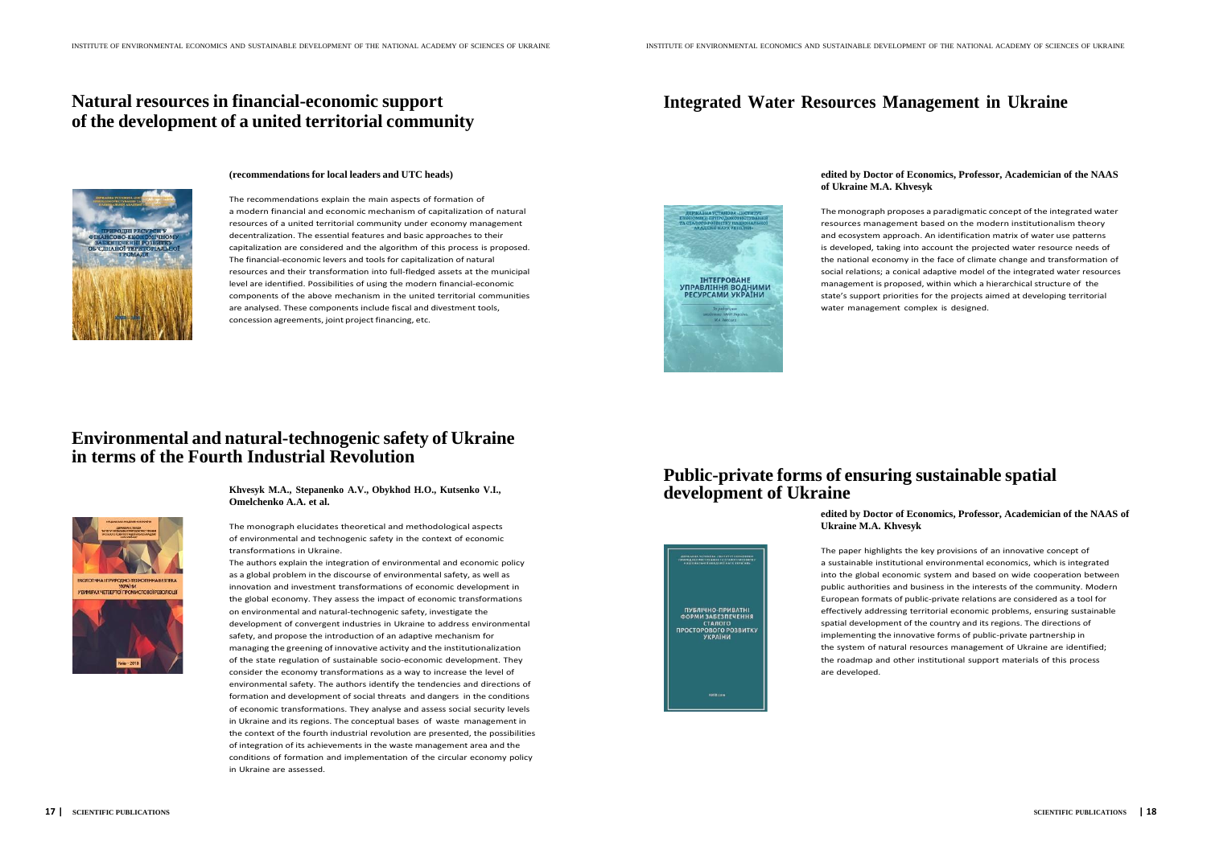## Natural resources in financial-economic support of the development of a united territorial community

**(recommendations for local leaders and UTC heads)**

The recommendations explain the main aspects of formation of a modern financial and economic mechanism of capitalization of natural resources of a united territorial community under economy management decentralization. The essential features and basic approaches to their capitalization are considered and the algorithm of this process is proposed. The financial-economic levers and tools for capitalization of natural resources and their transformation into full-fledged assets at the municipal level are identified. Possibilities of using the modern financial-economic components of the above mechanism in the united territorial communities are analysed. These components include fiscal and divestment tools, concession agreements, joint project financing, etc.

## Environmental and natural-technogenic safety of Ukraine in terms of the Fourth Industrial Revolution

**Khvesyk M.A., Stepanenko A.V., Obykhod H.O., Kutsenko V.I., Omelchenko A.A. et al.**

The monograph elucidates theoretical and methodological aspects of environmental and technogenic safety in the context of economic transformations in Ukraine.

The authors explain the integration of environmental and economic policy as a global problem in the discourse of environmental safety, as well as innovation and investment transformations of economic development in the global economy. They assess the impact of economic transformations on environmental and natural-technogenic safety, investigate the development of convergent industries in Ukraine to address environmental safety, and propose the introduction of an adaptive mechanism for managing the greening of innovative activity and the institutionalization of the state regulation of sustainable socio-economic development. They consider the economy transformations as a way to increase the level of environmental safety. The authors identify the tendencies and directions of formation and development of social threats and dangers in the conditions of economic transformations. They analyse and assess social security levels in Ukraine and its regions. The conceptual bases of waste management in the context of the fourth industrial revolution are presented, the possibilities of integration of its achievements in the waste management area and the conditions of formation and implementation of the circular economy policy in Ukraine are assessed.

## Integrated Water Resources Management in Ukraine

**edited by Doctor of Economics, Professor, Academician of the NAAS of Ukraine M.A. Khvesyk**

The monograph proposes a paradigmatic concept of the integrated water resources management based on the modern institutionalism theory and ecosystem approach. An identification matrix of water use patterns is developed, taking into account the projected water resource needs of the national economy in the face of climate change and transformation of social relations; a conical adaptive model of the integrated water resources management is proposed, within which a hierarchical structure of the state's support priorities for the projects aimed at developing territorial water management complex is designed.

## Public-private forms of ensuring sustainable spatial development of Ukraine

**edited by Doctor of Economics, Professor, Academician of the NAAS of Ukraine M.A. Khvesyk**

The paper highlights the key provisions of an innovative concept of a sustainable institutional environmental economics, which is integrated into the global economic system and based on wide cooperation between public authorities and business in the interests of the community. Modern European formats of public-private relations are considered as a tool for effectively addressing territorial economic problems, ensuring sustainable spatial development of the country and its regions. The directions of implementing the innovative forms of public-private partnership in the system of natural resources management of Ukraine are identified; the roadmap and other institutional support materials of this process are developed.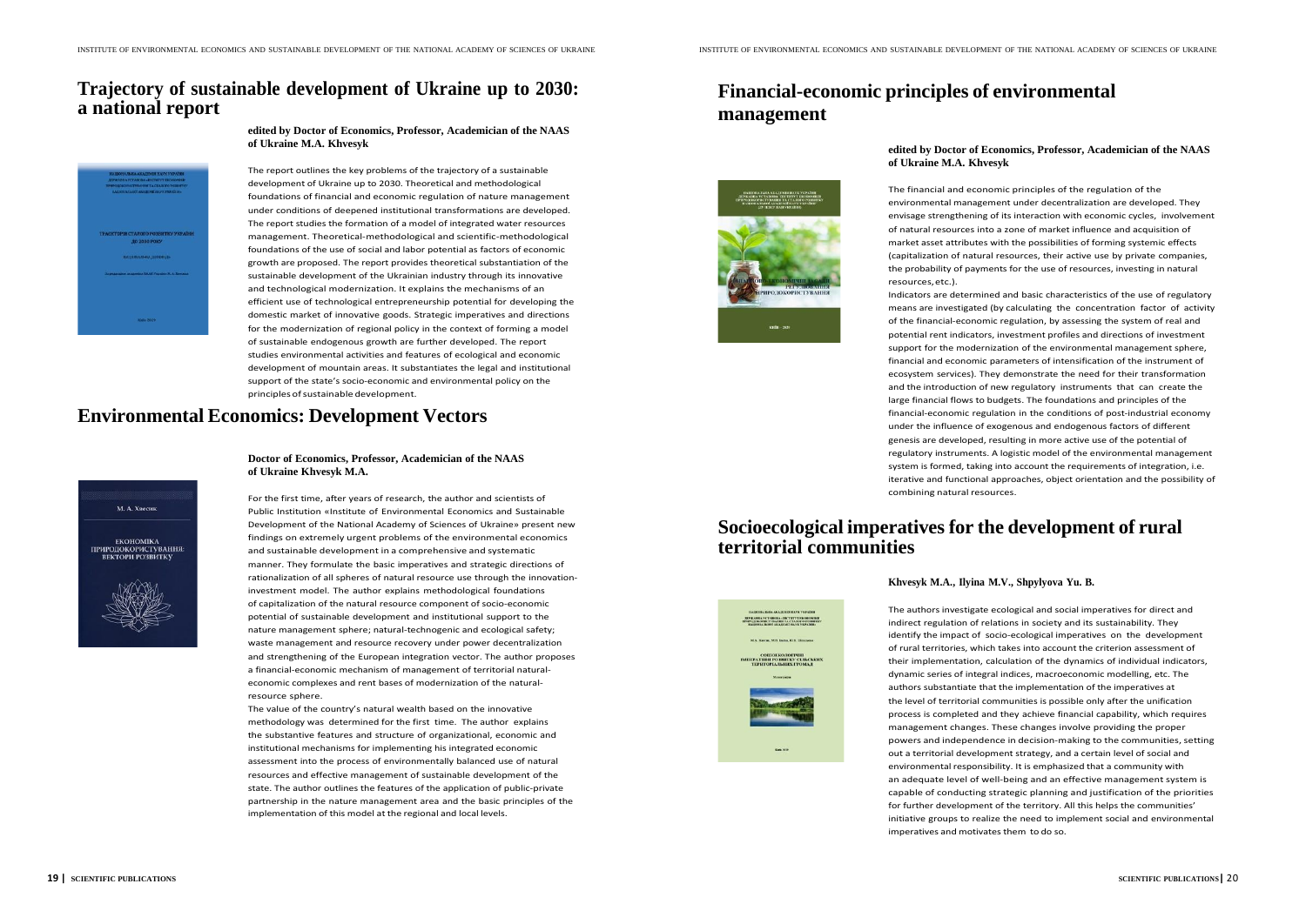## Trajectory of sustainable development of Ukraine up to 2030: a national report

**edited by Doctor of Economics, Professor, Academician of the NAAS of Ukraine M.A. Khvesyk**

The report outlines the key problems of the trajectory of a sustainable development of Ukraine up to 2030. Theoretical and methodological foundations of financial and economic regulation of nature management under conditions of deepened institutional transformations are developed. The report studies the formation of a model of integrated water resources management. Theoretical-methodological and scientific-methodological foundations of the use of social and labor potential as factors of economic growth are proposed. The report provides theoretical substantiation of the sustainable development of the Ukrainian industry through its innovative and technological modernization. It explains the mechanisms of an efficient use of technological entrepreneurship potential for developing the domestic market of innovative goods. Strategic imperatives and directions for the modernization of regional policy in the context of forming a model of sustainable endogenous growth are further developed. The report studies environmental activities and features of ecological and economic development of mountain areas. It substantiates the legal and institutional support of the state's socio-economic and environmental policy on the principles of sustainable development.

## Environmental Economics: Development Vectors

**Doctor of Economics, Professor, Academician of the NAAS of Ukraine Khvesyk M.A.**

For the first time, after years of research, the author and scientists of Public Institution «Institute of Environmental Economics and Sustainable Development of the National Academy of Sciences of Ukraine» present new findings on extremely urgent problems of the environmental economics and sustainable development in a comprehensive and systematic manner. They formulate the basic imperatives and strategic directions of rationalization of all spheres of natural resource use through the innovation-investment model. The author explains methodological foundations of capitalization of the natural resource component of socio-economic potential of sustainable development and institutional support to the nature management sphere; natural-technogenic and ecological safety; waste management and resource recovery under power decentralization and strengthening of the European integration vector. The author proposes a financial-economic mechanism of management of territorial natural-economic complexes and rent bases of modernization of the natural-resource sphere.

The value of the country's natural wealth based on the innovative methodology was determined for the first time. The author explains the substantive features and structure of organizational, economic and institutional mechanisms for implementing his integrated economic assessment into the process of environmentally balanced use of natural resources and effective management of sustainable development of the state. The author outlines the features of the application of public-private partnership in the nature management area and the basic principles of the implementation of this model at the regional and local levels.

## Financial-economic principles of environmental management

**edited by Doctor of Economics, Professor, Academician of the NAAS of Ukraine M.A. Khvesyk**

The financial and economic principles of the regulation of the environmental management under decentralization are developed. They envisage strengthening of its interaction with economic cycles, involvement of natural resources into a zone of market influence and acquisition of market asset attributes with the possibilities of forming systemic effects (capitalization of natural resources, their active use by private companies, the probability of payments for the use of resources, investing in natural resources, etc.).

Indicators are determined and basic characteristics of the use of regulatory means are investigated (by calculating the concentration factor of activity of the financial-economic regulation, by assessing the system of real and potential rent indicators, investment profiles and directions of investment support for the modernization of the environmental management sphere, financial and economic parameters of intensification of the instrument of ecosystem services). They demonstrate the need for their transformation and the introduction of new regulatory instruments that can create the large financial flows to budgets. The foundations and principles of the financial-economic regulation in the conditions of post-industrial economy under the influence of exogenous and endogenous factors of different genesis are developed, resulting in more active use of the potential of regulatory instruments. A logistic model of the environmental management system is formed, taking into account the requirements of integration, i.e. iterative and functional approaches, object orientation and the possibility of combining natural resources.

## Socioecological imperatives for the development of rural territorial communities

**Khvesyk M.A., Ilyina M.V., Shpylyova Yu. B.**

The authors investigate ecological and social imperatives for direct and indirect regulation of relations in society and its sustainability. They identify the impact of socio-ecological imperatives on the development of rural territories, which takes into account the criterion assessment of their implementation, calculation of the dynamics of individual indicators, dynamic series of integral indices, macroeconomic modelling, etc. The authors substantiate that the implementation of the imperatives at the level of territorial communities is possible only after the unification process is completed and they achieve financial capability, which requires management changes. These changes involve providing the proper powers and independence in decision-making to the communities, setting out a territorial development strategy, and a certain level of social and environmental responsibility. It is emphasized that a community with an adequate level of well-being and an effective management system is capable of conducting strategic planning and justification of the priorities for further development of the territory. All this helps the communities' initiative groups to realize the need to implement social and environmental imperatives and motivates them to do so.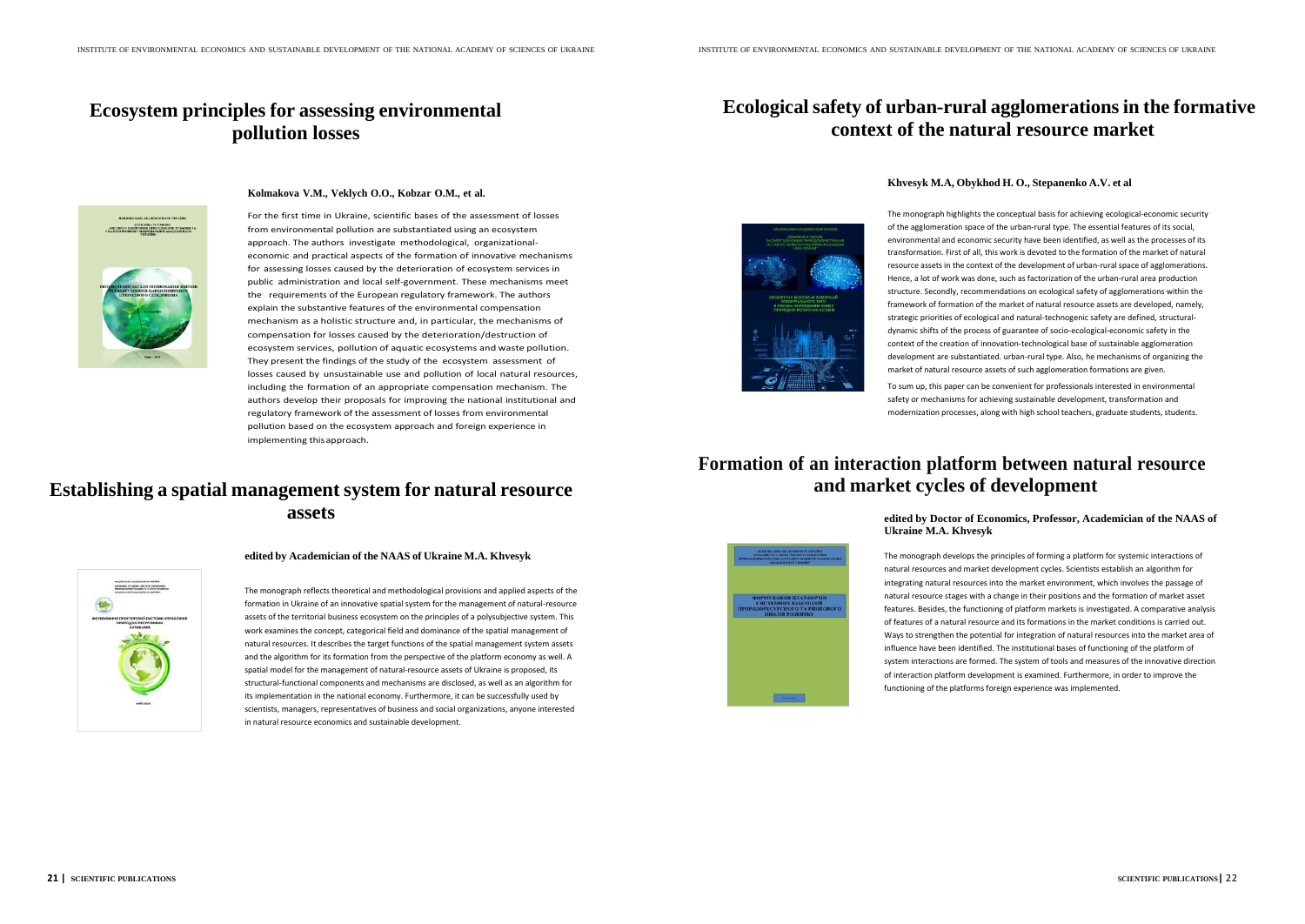## Ecosystem principles for assessing environmental pollution losses

**Kolmakova V.M., Veklych O.O., Kobzar O.M., et al.**

For the first time in Ukraine, scientific bases of the assessment of losses from environmental pollution are substantiated using an ecosystem approach. The authors investigate methodological, organizational-economic and practical aspects of the formation of innovative mechanisms for assessing losses caused by the deterioration of ecosystem services in public administration and local self-government. These mechanisms meet the requirements of the European regulatory framework. The authors explain the substantive features of the environmental compensation mechanism as a holistic structure and, in particular, the mechanisms of compensation for losses caused by the deterioration/destruction of ecosystem services, pollution of aquatic ecosystems and waste pollution. They present the findings of the study of the ecosystem assessment of losses caused by unsustainable use and pollution of local natural resources, including the formation of an appropriate compensation mechanism. The authors develop their proposals for improving the national institutional and regulatory framework of the assessment of losses from environmental pollution based on the ecosystem approach and foreign experience in implementing this approach.

## Establishing a spatial management system for natural resource assets

**edited by Academician of the NAAS of Ukraine M.A. Khvesyk**

The monograph reflects theoretical and methodological provisions and applied aspects of the formation in Ukraine of an innovative spatial system for the management of natural-resource assets of the territorial business ecosystem on the principles of a polysubjective system. This work examines the concept, categorical field and dominance of the spatial management of natural resources. It describes the target functions of the spatial management system assets and the algorithm for its formation from the perspective of the platform economy as well. A spatial model for the management of natural-resource assets of Ukraine is proposed, its structural-functional components and mechanisms are disclosed, as well as an algorithm for its implementation in the national economy. Furthermore, it can be successfully used by scientists, managers, representatives of business and social organizations, anyone interested in natural resource economics and sustainable development.

## Ecological safety of urban-rural agglomerations in the formative context of the natural resource market

**Khvesyk M.A, Obykhod H. O., Stepanenko A.V. et al**

The monograph highlights the conceptual basis for achieving ecological-economic security of the agglomeration space of the urban-rural type. The essential features of its social, environmental and economic security have been identified, as well as the processes of its transformation. First of all, this work is devoted to the formation of the market of natural resource assets in the context of the development of urban-rural space of agglomerations. Hence, a lot of work was done, such as factorization of the urban-rural area production structure. Secondly, recommendations on ecological safety of agglomerations within the framework of formation of the market of natural resource assets are developed, namely, strategic priorities of ecological and natural-technogenic safety are defined, structural-dynamic shifts of the process of guarantee of socio-ecological-economic safety in the context of the creation of innovation-technological base of sustainable agglomeration development are substantiated. urban-rural type. Also, he mechanisms of organizing the market of natural resource assets of such agglomeration formations are given.

To sum up, this paper can be convenient for professionals interested in environmental safety or mechanisms for achieving sustainable development, transformation and modernization processes, along with high school teachers, graduate students, students.

## Formation of an interaction platform between natural resource and market cycles of development

**edited by Doctor of Economics, Professor, Academician of the NAAS of Ukraine M.A. Khvesyk**

The monograph develops the principles of forming a platform for systemic interactions of natural resources and market development cycles. Scientists establish an algorithm for integrating natural resources into the market environment, which involves the passage of natural resource stages with a change in their positions and the formation of market asset features. Besides, the functioning of platform markets is investigated. A comparative analysis of features of a natural resource and its formations in the market conditions is carried out. Ways to strengthen the potential for integration of natural resources into the market area of influence have been identified. The institutional bases of functioning of the platform of system interactions are formed. The system of tools and measures of the innovative direction of interaction platform development is examined. Furthermore, in order to improve the functioning of the platforms foreign experience was implemented.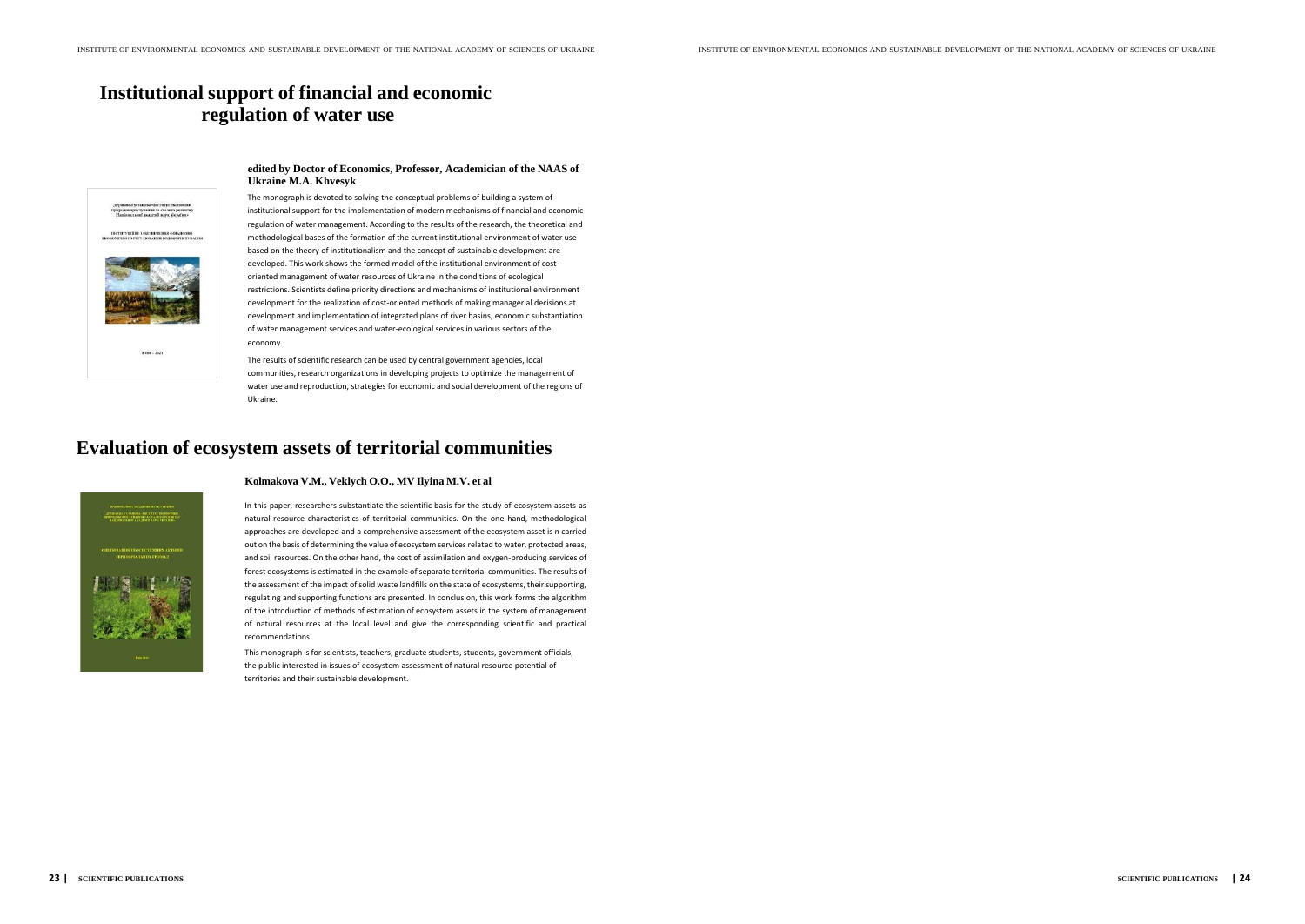# Institutional support of financial and economic regulation of water use

**edited by Doctor of Economics, Professor, Academician of the NAAS of Ukraine M.A. Khvesyk**

The monograph is devoted to solving the conceptual problems of building a system of institutional support for the implementation of modern mechanisms of financial and economic regulation of water management. According to the results of the research, the theoretical and methodological bases of the formation of the current institutional environment of water use based on the theory of institutionalism and the concept of sustainable development are developed. This work shows the formed model of the institutional environment of cost-oriented management of water resources of Ukraine in the conditions of ecological restrictions. Scientists define priority directions and mechanisms of institutional environment development for the realization of cost-oriented methods of making managerial decisions at development and implementation of integrated plans of river basins, economic substantiation of water management services and water-ecological services in various sectors of the economy.

The results of scientific research can be used by central government agencies, local communities, research organizations in developing projects to optimize the management of water use and reproduction, strategies for economic and social development of the regions of Ukraine.

# Evaluation of ecosystem assets of territorial communities

**Kolmakova V.M., Veklych O.O., MV Ilyina M.V. et al**

In this paper, researchers substantiate the scientific basis for the study of ecosystem assets as natural resource characteristics of territorial communities. On the one hand, methodological approaches are developed and a comprehensive assessment of the ecosystem asset is n carried out on the basis of determining the value of ecosystem services related to water, protected areas, and soil resources. On the other hand, the cost of assimilation and oxygen-producing services of forest ecosystems is estimated in the example of separate territorial communities. The results of the assessment of the impact of solid waste landfills on the state of ecosystems, their supporting, regulating and supporting functions are presented. In conclusion, this work forms the algorithm of the introduction of methods of estimation of ecosystem assets in the system of management of natural resources at the local level and give the corresponding scientific and practical recommendations.

This monograph is for scientists, teachers, graduate students, students, government officials, the public interested in issues of ecosystem assessment of natural resource potential of territories and their sustainable development.